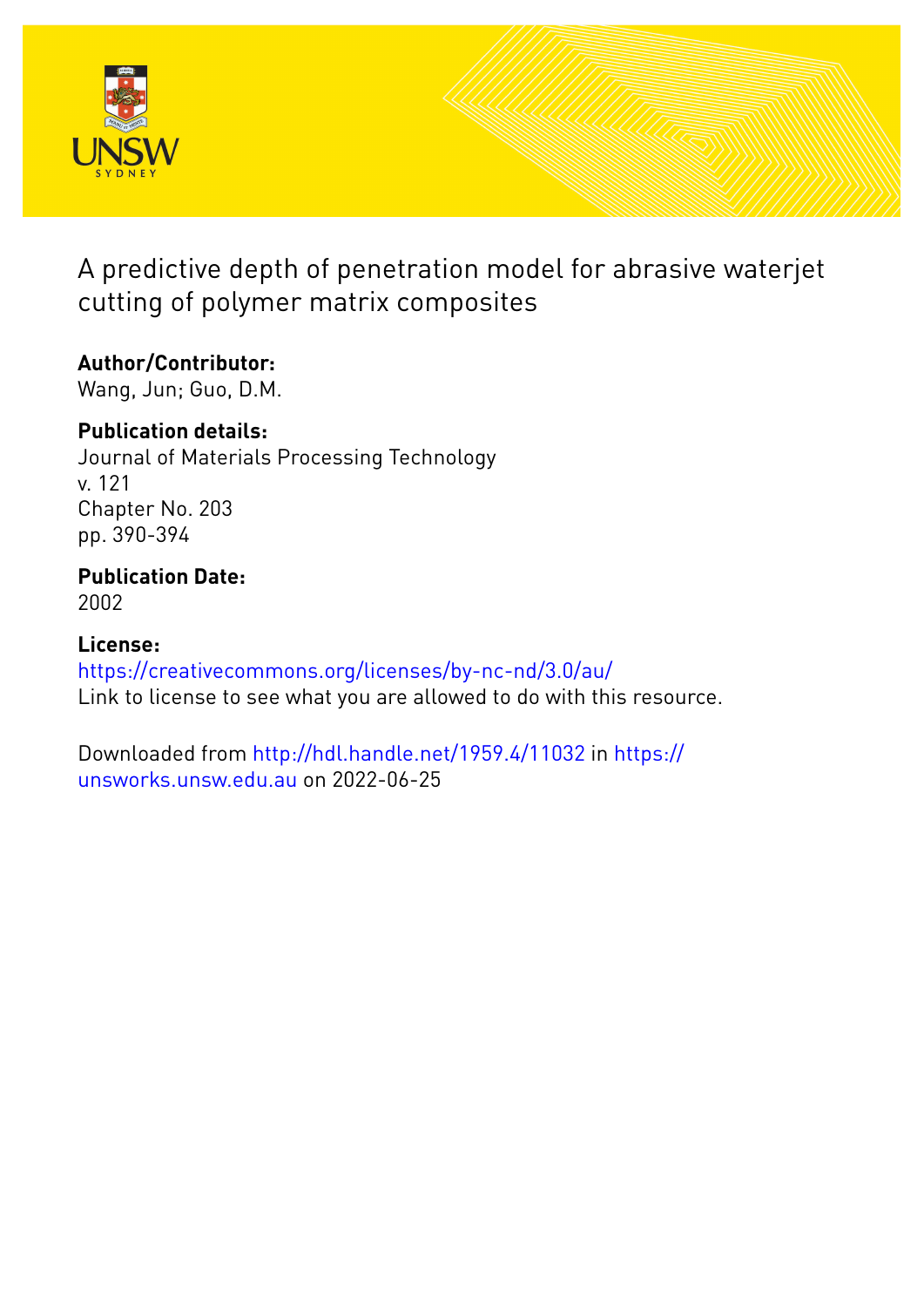# A predictive depth of penetration model for abrasive waterjet cutting of polymer matrix composites

**Author/Contributor:**
Wang, Jun; Guo, D.M.

**Publication details:**
Journal of Materials Processing Technology
v. 121
Chapter No. 203
pp. 390-394

**Publication Date:**
2002

**License:**
https://creativecommons.org/licenses/by-nc-nd/3.0/au/
Link to license to see what you are allowed to do with this resource.

Downloaded from http://hdl.handle.net/1959.4/11032 in https://unsworks.unsw.edu.au on 2022-06-25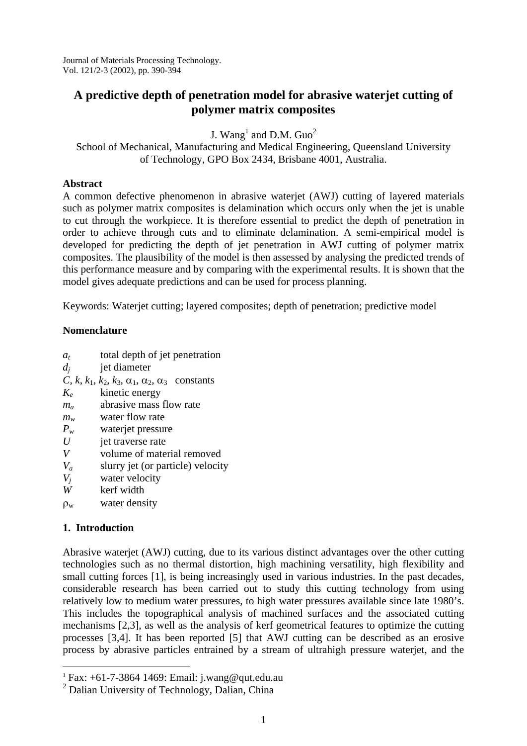Journal of Materials Processing Technology.
Vol. 121/2-3 (2002), pp. 390-394

# A predictive depth of penetration model for abrasive waterjet cutting of polymer matrix composites

J. Wang[1] and D.M. Guo[2]

School of Mechanical, Manufacturing and Medical Engineering, Queensland University of Technology, GPO Box 2434, Brisbane 4001, Australia.

**Abstract**

A common defective phenomenon in abrasive waterjet (AWJ) cutting of layered materials such as polymer matrix composites is delamination which occurs only when the jet is unable to cut through the workpiece. It is therefore essential to predict the depth of penetration in order to achieve through cuts and to eliminate delamination. A semi-empirical model is developed for predicting the depth of jet penetration in AWJ cutting of polymer matrix composites. The plausibility of the model is then assessed by analysing the predicted trends of this performance measure and by comparing with the experimental results. It is shown that the model gives adequate predictions and can be used for process planning.

Keywords: Waterjet cutting; layered composites; depth of penetration; predictive model

**Nomenclature**

| | |
|---|---|
| $a_t$ | total depth of jet penetration |
| $d_j$ | jet diameter |
| $C$, $k$, $k_1$, $k_2$, $k_3$, $\alpha_1$, $\alpha_2$, $\alpha_3$ | constants |
| $K_e$ | kinetic energy |
| $m_a$ | abrasive mass flow rate |
| $m_w$ | water flow rate |
| $P_w$ | waterjet pressure |
| $U$ | jet traverse rate |
| $V$ | volume of material removed |
| $V_a$ | slurry jet (or particle) velocity |
| $V_j$ | water velocity |
| $W$ | kerf width |
| $\rho_w$ | water density |

## 1. Introduction

Abrasive waterjet (AWJ) cutting, due to its various distinct advantages over the other cutting technologies such as no thermal distortion, high machining versatility, high flexibility and small cutting forces [1], is being increasingly used in various industries. In the past decades, considerable research has been carried out to study this cutting technology from using relatively low to medium water pressures, to high water pressures available since late 1980's. This includes the topographical analysis of machined surfaces and the associated cutting mechanisms [2,3], as well as the analysis of kerf geometrical features to optimize the cutting processes [3,4]. It has been reported [5] that AWJ cutting can be described as an erosive process by abrasive particles entrained by a stream of ultrahigh pressure waterjet, and the

[1] Fax: +61-7-3864 1469: Email: j.wang@qut.edu.au

[2] Dalian University of Technology, Dalian, China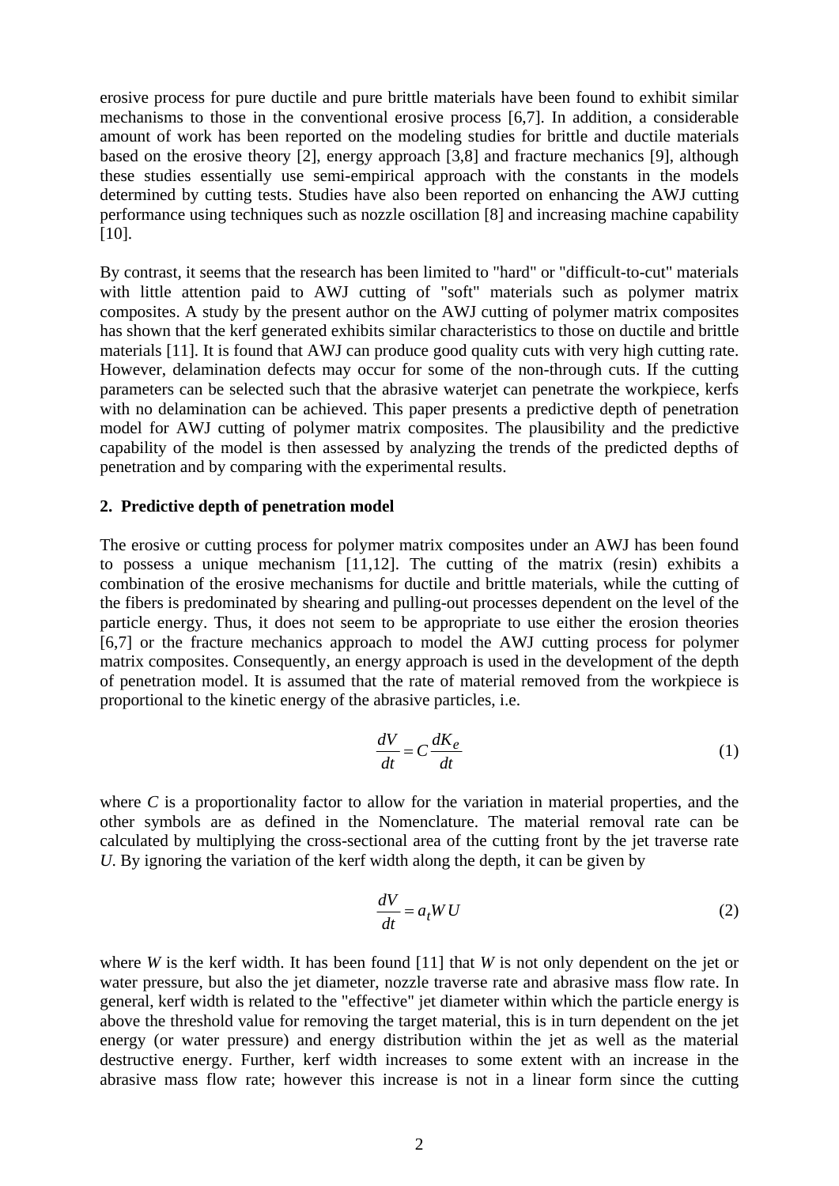erosive process for pure ductile and pure brittle materials have been found to exhibit similar mechanisms to those in the conventional erosive process [6,7]. In addition, a considerable amount of work has been reported on the modeling studies for brittle and ductile materials based on the erosive theory [2], energy approach [3,8] and fracture mechanics [9], although these studies essentially use semi-empirical approach with the constants in the models determined by cutting tests. Studies have also been reported on enhancing the AWJ cutting performance using techniques such as nozzle oscillation [8] and increasing machine capability [10].

By contrast, it seems that the research has been limited to "hard" or "difficult-to-cut" materials with little attention paid to AWJ cutting of "soft" materials such as polymer matrix composites. A study by the present author on the AWJ cutting of polymer matrix composites has shown that the kerf generated exhibits similar characteristics to those on ductile and brittle materials [11]. It is found that AWJ can produce good quality cuts with very high cutting rate. However, delamination defects may occur for some of the non-through cuts. If the cutting parameters can be selected such that the abrasive waterjet can penetrate the workpiece, kerfs with no delamination can be achieved. This paper presents a predictive depth of penetration model for AWJ cutting of polymer matrix composites. The plausibility and the predictive capability of the model is then assessed by analyzing the trends of the predicted depths of penetration and by comparing with the experimental results.

## 2. Predictive depth of penetration model

The erosive or cutting process for polymer matrix composites under an AWJ has been found to possess a unique mechanism [11,12]. The cutting of the matrix (resin) exhibits a combination of the erosive mechanisms for ductile and brittle materials, while the cutting of the fibers is predominated by shearing and pulling-out processes dependent on the level of the particle energy. Thus, it does not seem to be appropriate to use either the erosion theories [6,7] or the fracture mechanics approach to model the AWJ cutting process for polymer matrix composites. Consequently, an energy approach is used in the development of the depth of penetration model. It is assumed that the rate of material removed from the workpiece is proportional to the kinetic energy of the abrasive particles, i.e.

$$\frac{dV}{dt} = C\frac{dK_e}{dt} \tag{1}$$

where $C$ is a proportionality factor to allow for the variation in material properties, and the other symbols are as defined in the Nomenclature. The material removal rate can be calculated by multiplying the cross-sectional area of the cutting front by the jet traverse rate $U$. By ignoring the variation of the kerf width along the depth, it can be given by

$$\frac{dV}{dt} = a_t W U \tag{2}$$

where $W$ is the kerf width. It has been found [11] that $W$ is not only dependent on the jet or water pressure, but also the jet diameter, nozzle traverse rate and abrasive mass flow rate. In general, kerf width is related to the "effective" jet diameter within which the particle energy is above the threshold value for removing the target material, this is in turn dependent on the jet energy (or water pressure) and energy distribution within the jet as well as the material destructive energy. Further, kerf width increases to some extent with an increase in the abrasive mass flow rate; however this increase is not in a linear form since the cutting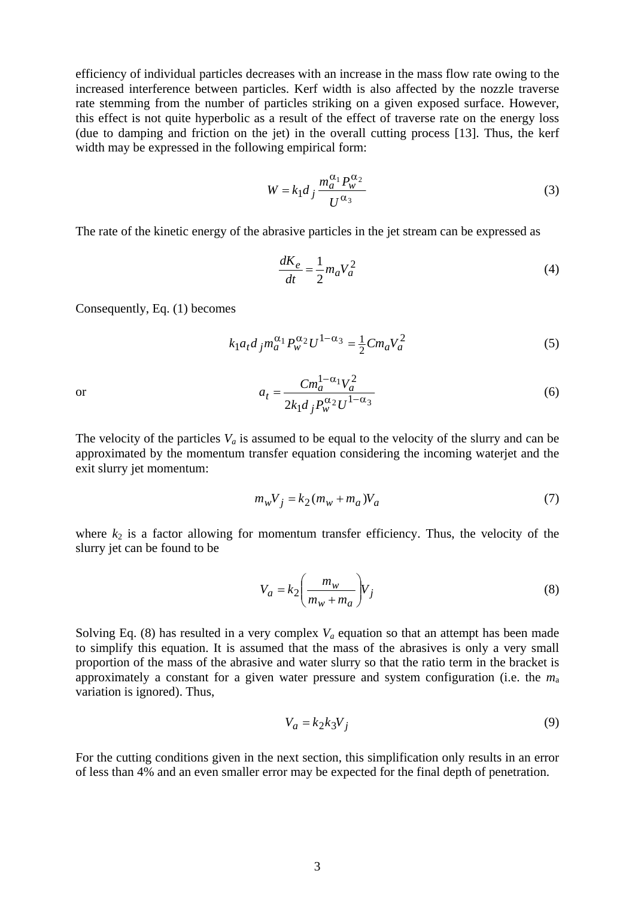efficiency of individual particles decreases with an increase in the mass flow rate owing to the increased interference between particles. Kerf width is also affected by the nozzle traverse rate stemming from the number of particles striking on a given exposed surface. However, this effect is not quite hyperbolic as a result of the effect of traverse rate on the energy loss (due to damping and friction on the jet) in the overall cutting process [13]. Thus, the kerf width may be expressed in the following empirical form:

$$W = k_1 d_j \frac{m_a^{\alpha_1} P_w^{\alpha_2}}{U^{\alpha_3}} \tag{3}$$

The rate of the kinetic energy of the abrasive particles in the jet stream can be expressed as

$$\frac{dK_e}{dt} = \frac{1}{2} m_a V_a^2 \tag{4}$$

Consequently, Eq. (1) becomes

$$k_1 a_t d_j m_a^{\alpha_1} P_w^{\alpha_2} U^{1-\alpha_3} = \tfrac{1}{2} C m_a V_a^2 \tag{5}$$

or

$$a_t = \frac{C m_a^{1-\alpha_1} V_a^2}{2 k_1 d_j P_w^{\alpha_2} U^{1-\alpha_3}} \tag{6}$$

The velocity of the particles $V_a$ is assumed to be equal to the velocity of the slurry and can be approximated by the momentum transfer equation considering the incoming waterjet and the exit slurry jet momentum:

$$m_w V_j = k_2 (m_w + m_a) V_a \tag{7}$$

where $k_2$ is a factor allowing for momentum transfer efficiency. Thus, the velocity of the slurry jet can be found to be

$$V_a = k_2 \left( \frac{m_w}{m_w + m_a} \right) V_j \tag{8}$$

Solving Eq. (8) has resulted in a very complex $V_a$ equation so that an attempt has been made to simplify this equation. It is assumed that the mass of the abrasives is only a very small proportion of the mass of the abrasive and water slurry so that the ratio term in the bracket is approximately a constant for a given water pressure and system configuration (i.e. the $m_a$ variation is ignored). Thus,

$$V_a = k_2 k_3 V_j \tag{9}$$

For the cutting conditions given in the next section, this simplification only results in an error of less than 4% and an even smaller error may be expected for the final depth of penetration.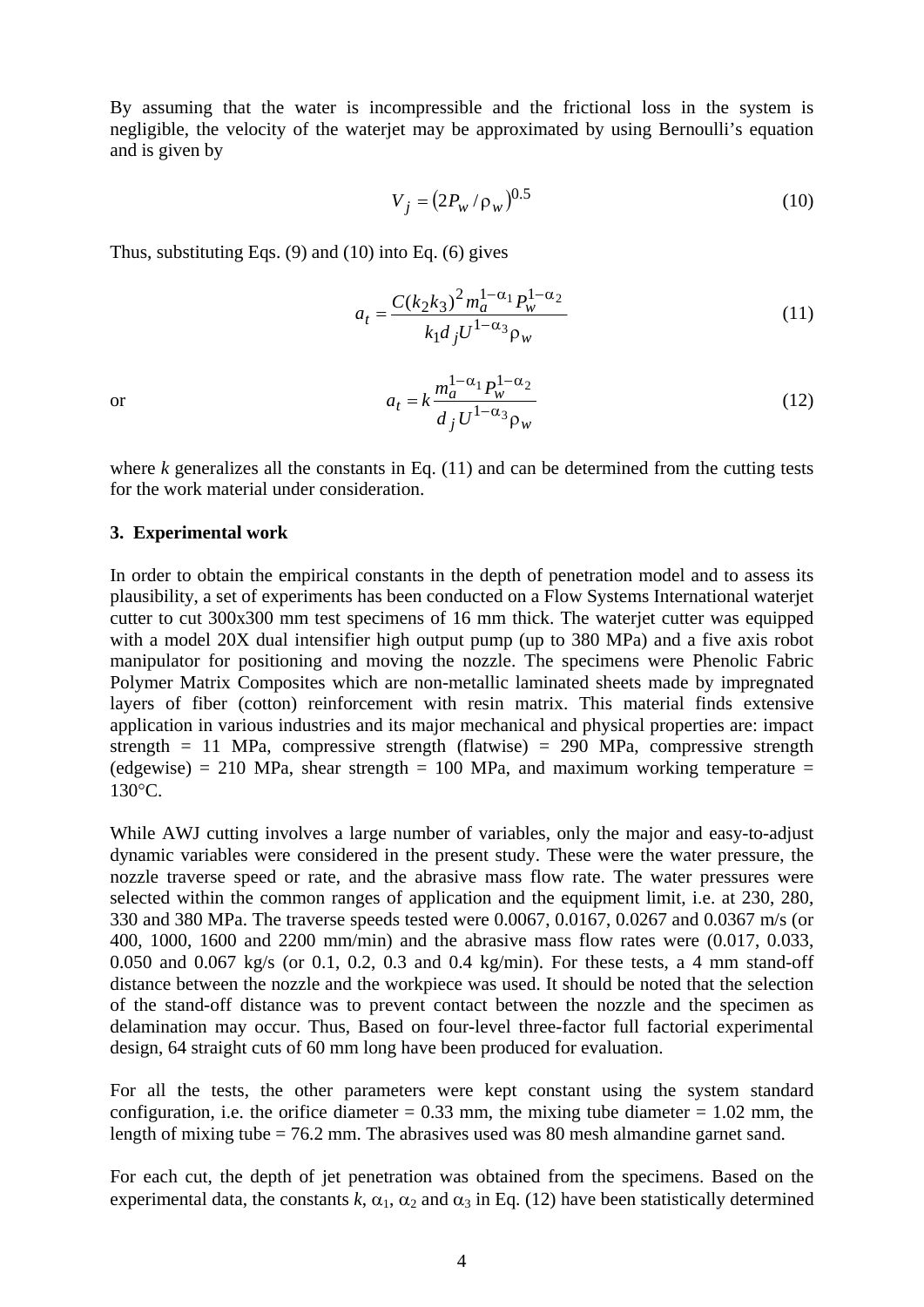By assuming that the water is incompressible and the frictional loss in the system is negligible, the velocity of the waterjet may be approximated by using Bernoulli's equation and is given by

$$V_j = \left(2P_w / \rho_w\right)^{0.5} \tag{10}$$

Thus, substituting Eqs. (9) and (10) into Eq. (6) gives

$$a_t = \frac{C(k_2 k_3)^2 m_a^{1-\alpha_1} P_w^{1-\alpha_2}}{k_1 d_j U^{1-\alpha_3} \rho_w} \tag{11}$$

or

$$a_t = k \frac{m_a^{1-\alpha_1} P_w^{1-\alpha_2}}{d_j U^{1-\alpha_3} \rho_w} \tag{12}$$

where $k$ generalizes all the constants in Eq. (11) and can be determined from the cutting tests for the work material under consideration.

**3. Experimental work**

In order to obtain the empirical constants in the depth of penetration model and to assess its plausibility, a set of experiments has been conducted on a Flow Systems International waterjet cutter to cut 300x300 mm test specimens of 16 mm thick. The waterjet cutter was equipped with a model 20X dual intensifier high output pump (up to 380 MPa) and a five axis robot manipulator for positioning and moving the nozzle. The specimens were Phenolic Fabric Polymer Matrix Composites which are non-metallic laminated sheets made by impregnated layers of fiber (cotton) reinforcement with resin matrix. This material finds extensive application in various industries and its major mechanical and physical properties are: impact strength = 11 MPa, compressive strength (flatwise) = 290 MPa, compressive strength (edgewise) = 210 MPa, shear strength = 100 MPa, and maximum working temperature = 130°C.

While AWJ cutting involves a large number of variables, only the major and easy-to-adjust dynamic variables were considered in the present study. These were the water pressure, the nozzle traverse speed or rate, and the abrasive mass flow rate. The water pressures were selected within the common ranges of application and the equipment limit, i.e. at 230, 280, 330 and 380 MPa. The traverse speeds tested were 0.0067, 0.0167, 0.0267 and 0.0367 m/s (or 400, 1000, 1600 and 2200 mm/min) and the abrasive mass flow rates were (0.017, 0.033, 0.050 and 0.067 kg/s (or 0.1, 0.2, 0.3 and 0.4 kg/min). For these tests, a 4 mm stand-off distance between the nozzle and the workpiece was used. It should be noted that the selection of the stand-off distance was to prevent contact between the nozzle and the specimen as delamination may occur. Thus, Based on four-level three-factor full factorial experimental design, 64 straight cuts of 60 mm long have been produced for evaluation.

For all the tests, the other parameters were kept constant using the system standard configuration, i.e. the orifice diameter = 0.33 mm, the mixing tube diameter = 1.02 mm, the length of mixing tube = 76.2 mm. The abrasives used was 80 mesh almandine garnet sand.

For each cut, the depth of jet penetration was obtained from the specimens. Based on the experimental data, the constants $k$, $\alpha_1$, $\alpha_2$ and $\alpha_3$ in Eq. (12) have been statistically determined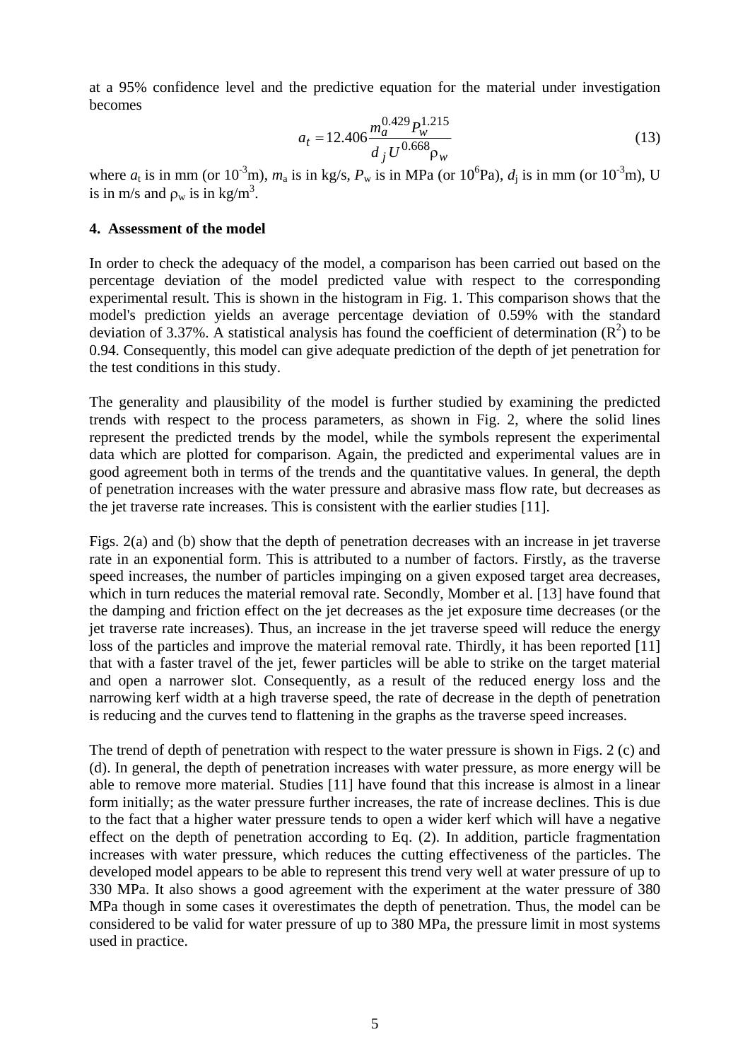at a 95% confidence level and the predictive equation for the material under investigation becomes

$$a_t = 12.406 \frac{m_a^{0.429} P_w^{1.215}}{d_j U^{0.668} \rho_w} \tag{13}$$

where $a_t$ is in mm (or $10^{-3}$m), $m_a$ is in kg/s, $P_w$ is in MPa (or $10^6$Pa), $d_j$ is in mm (or $10^{-3}$m), U is in m/s and $\rho_w$ is in kg/m$^3$.

## 4. Assessment of the model

In order to check the adequacy of the model, a comparison has been carried out based on the percentage deviation of the model predicted value with respect to the corresponding experimental result. This is shown in the histogram in Fig. 1. This comparison shows that the model's prediction yields an average percentage deviation of 0.59% with the standard deviation of 3.37%. A statistical analysis has found the coefficient of determination ($R^2$) to be 0.94. Consequently, this model can give adequate prediction of the depth of jet penetration for the test conditions in this study.

The generality and plausibility of the model is further studied by examining the predicted trends with respect to the process parameters, as shown in Fig. 2, where the solid lines represent the predicted trends by the model, while the symbols represent the experimental data which are plotted for comparison. Again, the predicted and experimental values are in good agreement both in terms of the trends and the quantitative values. In general, the depth of penetration increases with the water pressure and abrasive mass flow rate, but decreases as the jet traverse rate increases. This is consistent with the earlier studies [11].

Figs. 2(a) and (b) show that the depth of penetration decreases with an increase in jet traverse rate in an exponential form. This is attributed to a number of factors. Firstly, as the traverse speed increases, the number of particles impinging on a given exposed target area decreases, which in turn reduces the material removal rate. Secondly, Momber et al. [13] have found that the damping and friction effect on the jet decreases as the jet exposure time decreases (or the jet traverse rate increases). Thus, an increase in the jet traverse speed will reduce the energy loss of the particles and improve the material removal rate. Thirdly, it has been reported [11] that with a faster travel of the jet, fewer particles will be able to strike on the target material and open a narrower slot. Consequently, as a result of the reduced energy loss and the narrowing kerf width at a high traverse speed, the rate of decrease in the depth of penetration is reducing and the curves tend to flattening in the graphs as the traverse speed increases.

The trend of depth of penetration with respect to the water pressure is shown in Figs. 2 (c) and (d). In general, the depth of penetration increases with water pressure, as more energy will be able to remove more material. Studies [11] have found that this increase is almost in a linear form initially; as the water pressure further increases, the rate of increase declines. This is due to the fact that a higher water pressure tends to open a wider kerf which will have a negative effect on the depth of penetration according to Eq. (2). In addition, particle fragmentation increases with water pressure, which reduces the cutting effectiveness of the particles. The developed model appears to be able to represent this trend very well at water pressure of up to 330 MPa. It also shows a good agreement with the experiment at the water pressure of 380 MPa though in some cases it overestimates the depth of penetration. Thus, the model can be considered to be valid for water pressure of up to 380 MPa, the pressure limit in most systems used in practice.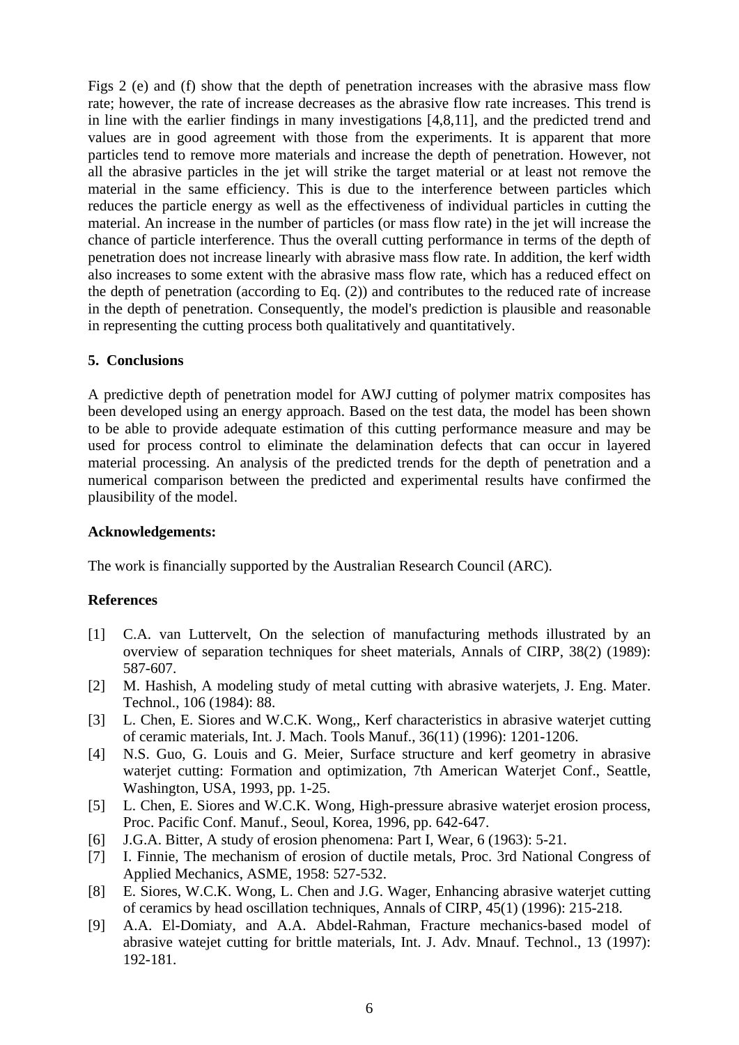Figs 2 (e) and (f) show that the depth of penetration increases with the abrasive mass flow rate; however, the rate of increase decreases as the abrasive flow rate increases. This trend is in line with the earlier findings in many investigations [4,8,11], and the predicted trend and values are in good agreement with those from the experiments. It is apparent that more particles tend to remove more materials and increase the depth of penetration. However, not all the abrasive particles in the jet will strike the target material or at least not remove the material in the same efficiency. This is due to the interference between particles which reduces the particle energy as well as the effectiveness of individual particles in cutting the material. An increase in the number of particles (or mass flow rate) in the jet will increase the chance of particle interference. Thus the overall cutting performance in terms of the depth of penetration does not increase linearly with abrasive mass flow rate. In addition, the kerf width also increases to some extent with the abrasive mass flow rate, which has a reduced effect on the depth of penetration (according to Eq. (2)) and contributes to the reduced rate of increase in the depth of penetration. Consequently, the model's prediction is plausible and reasonable in representing the cutting process both qualitatively and quantitatively.

## 5. Conclusions

A predictive depth of penetration model for AWJ cutting of polymer matrix composites has been developed using an energy approach. Based on the test data, the model has been shown to be able to provide adequate estimation of this cutting performance measure and may be used for process control to eliminate the delamination defects that can occur in layered material processing. An analysis of the predicted trends for the depth of penetration and a numerical comparison between the predicted and experimental results have confirmed the plausibility of the model.

**Acknowledgements:**

The work is financially supported by the Australian Research Council (ARC).

## References

[1] C.A. van Luttervelt, On the selection of manufacturing methods illustrated by an overview of separation techniques for sheet materials, Annals of CIRP, 38(2) (1989): 587-607.

[2] M. Hashish, A modeling study of metal cutting with abrasive waterjets, J. Eng. Mater. Technol., 106 (1984): 88.

[3] L. Chen, E. Siores and W.C.K. Wong,, Kerf characteristics in abrasive waterjet cutting of ceramic materials, Int. J. Mach. Tools Manuf., 36(11) (1996): 1201-1206.

[4] N.S. Guo, G. Louis and G. Meier, Surface structure and kerf geometry in abrasive waterjet cutting: Formation and optimization, 7th American Waterjet Conf., Seattle, Washington, USA, 1993, pp. 1-25.

[5] L. Chen, E. Siores and W.C.K. Wong, High-pressure abrasive waterjet erosion process, Proc. Pacific Conf. Manuf., Seoul, Korea, 1996, pp. 642-647.

[6] J.G.A. Bitter, A study of erosion phenomena: Part I, Wear, 6 (1963): 5-21.

[7] I. Finnie, The mechanism of erosion of ductile metals, Proc. 3rd National Congress of Applied Mechanics, ASME, 1958: 527-532.

[8] E. Siores, W.C.K. Wong, L. Chen and J.G. Wager, Enhancing abrasive waterjet cutting of ceramics by head oscillation techniques, Annals of CIRP, 45(1) (1996): 215-218.

[9] A.A. El-Domiaty, and A.A. Abdel-Rahman, Fracture mechanics-based model of abrasive watejet cutting for brittle materials, Int. J. Adv. Mnauf. Technol., 13 (1997): 192-181.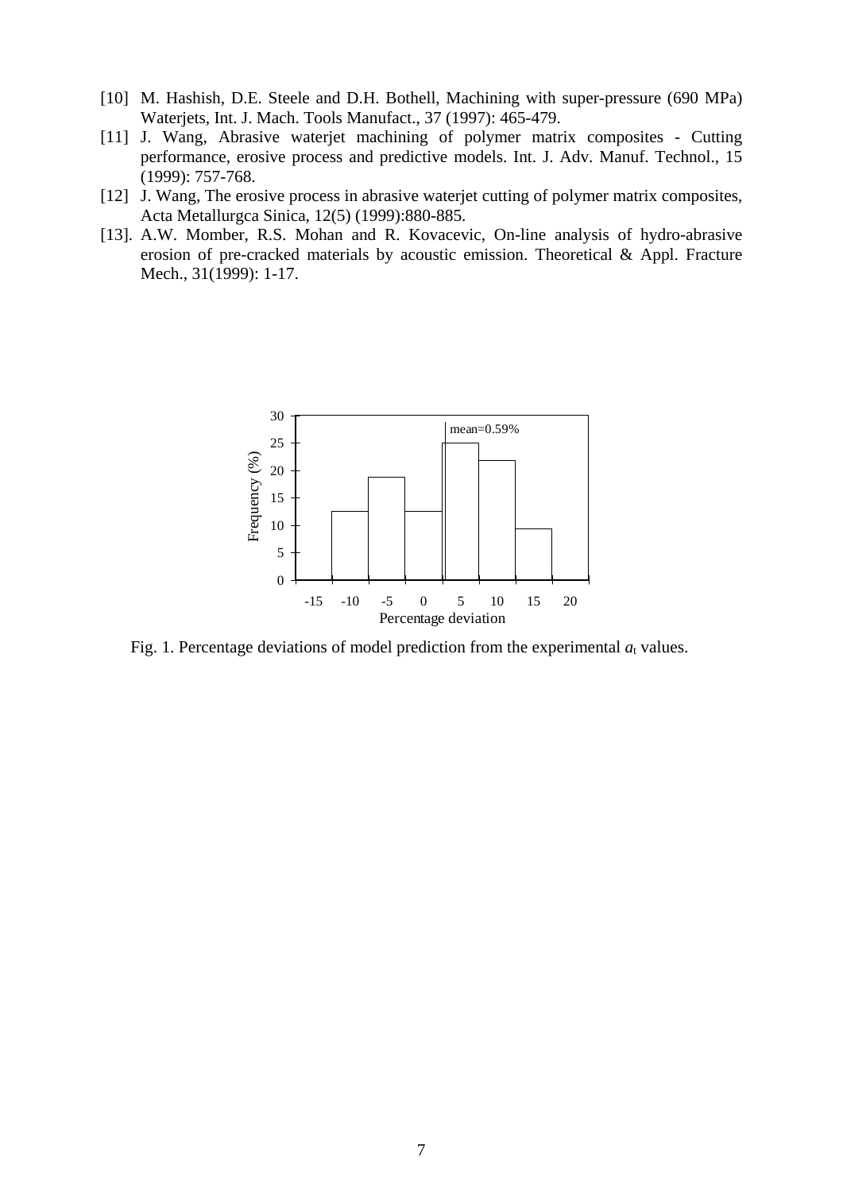[10] M. Hashish, D.E. Steele and D.H. Bothell, Machining with super-pressure (690 MPa) Waterjets, Int. J. Mach. Tools Manufact., 37 (1997): 465-479.

[11] J. Wang, Abrasive waterjet machining of polymer matrix composites - Cutting performance, erosive process and predictive models. Int. J. Adv. Manuf. Technol., 15 (1999): 757-768.

[12] J. Wang, The erosive process in abrasive waterjet cutting of polymer matrix composites, Acta Metallurgca Sinica, 12(5) (1999):880-885.

[13]. A.W. Momber, R.S. Mohan and R. Kovacevic, On-line analysis of hydro-abrasive erosion of pre-cracked materials by acoustic emission. Theoretical & Appl. Fracture Mech., 31(1999): 1-17.

Fig. 1. Percentage deviations of model prediction from the experimental $a_t$ values.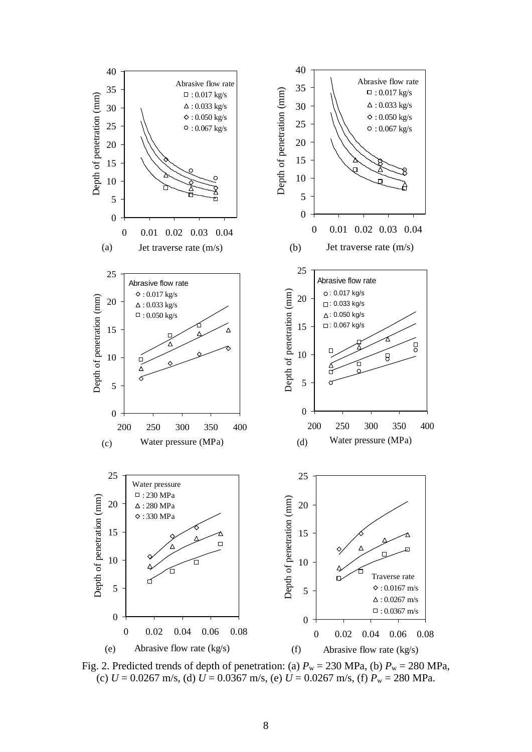0
5
10
15
20
25
30
35
40

0 0.01 0.02 0.03 0.04

Jet traverse rate (m/s)

Depth of penetration (mm)

Abrasive flow rate
□ : 0.017 kg/s
△ : 0.033 kg/s
◇ : 0.050 kg/s
○ : 0.067 kg/s

(a)

0
5
10
15
20
25
30
35
40

0 0.01 0.02 0.03 0.04

Jet traverse rate (m/s)

Depth of penetration (mm)

Abrasive flow rate
□ : 0.017 kg/s
△ : 0.033 kg/s
◇ : 0.050 kg/s
○ : 0.067 kg/s

(b)

0
5
10
15
20
25

200 250 300 350 400

Water pressure (MPa)

Depth of penetration (mm)

Abrasive flow rate
◇ : 0.017 kg/s
△ : 0.033 kg/s
□ : 0.050 kg/s

(c)

0
5
10
15
20
25

200 250 300 350 400

Water pressure (MPa)

Depth of penetration (mm)

Abrasive flow rate
○ : 0.017 kg/s
□ : 0.033 kg/s
△ : 0.050 kg/s
□ : 0.067 kg/s

(d)

0
5
10
15
20
25

0 0.02 0.04 0.06 0.08

Abrasive flow rate (kg/s)

Depth of penetration (mm)

Water pressure
□ : 230 MPa
△ : 280 MPa
◇ : 330 MPa

(e)

0
5
10
15
20
25

0 0.02 0.04 0.06 0.08

Abrasive flow rate (kg/s)

Depth of penetration (mm)

Traverse rate
◇ : 0.0167 m/s
△ : 0.0267 m/s
□ : 0.0367 m/s

(f)

Fig. 2. Predicted trends of depth of penetration: (a) $P_w$ = 230 MPa, (b) $P_w$ = 280 MPa, (c) $U$ = 0.0267 m/s, (d) $U$ = 0.0367 m/s, (e) $U$ = 0.0267 m/s, (f) $P_w$ = 280 MPa.